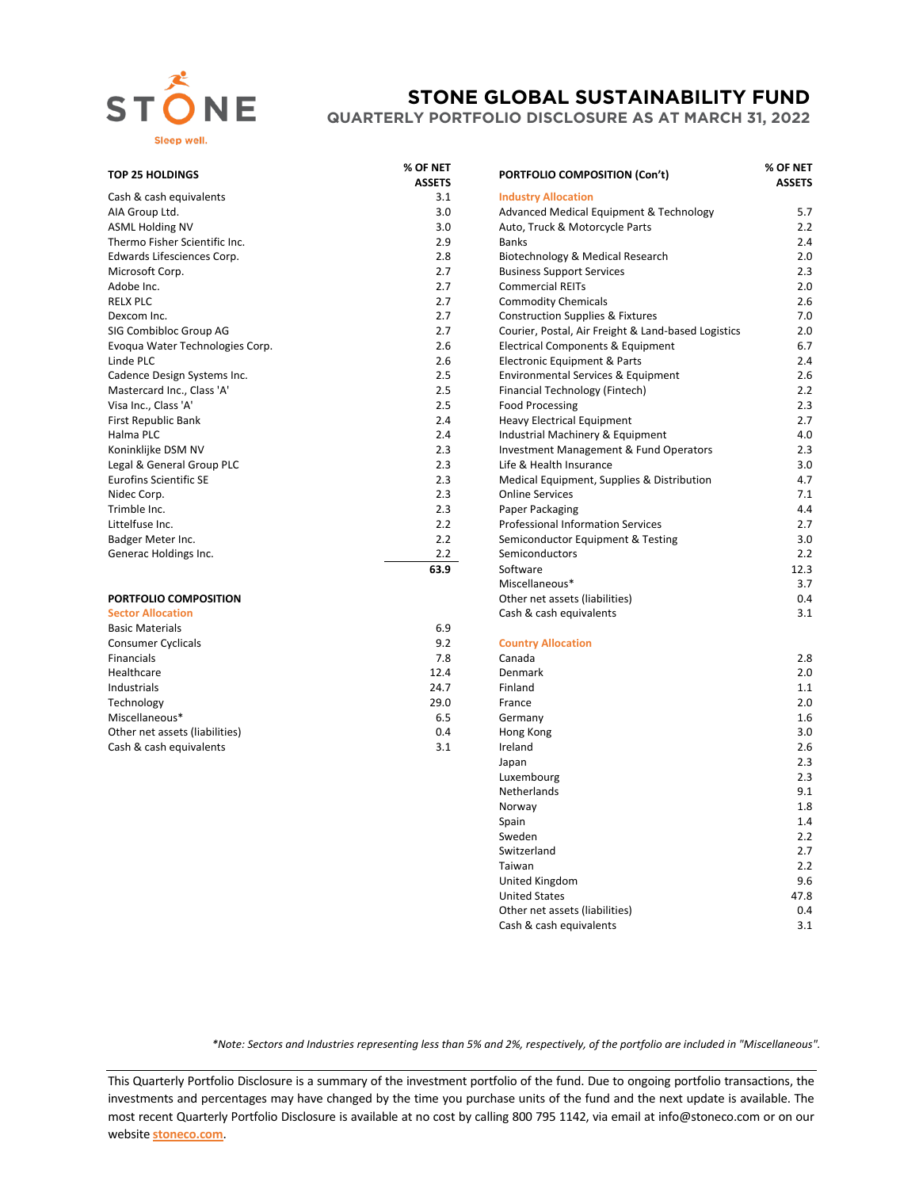# STONE GLOBAL SUSTAINABILITY FUND

## QUARTERLY PORTFOLIO DISCLOSURE AS AT MARCH 31, 2022

| TOP 25 HOLDINGS | % OF NET ASSETS |
|---|---|
| Cash & cash equivalents | 3.1 |
| AIA Group Ltd. | 3.0 |
| ASML Holding NV | 3.0 |
| Thermo Fisher Scientific Inc. | 2.9 |
| Edwards Lifesciences Corp. | 2.8 |
| Microsoft Corp. | 2.7 |
| Adobe Inc. | 2.7 |
| RELX PLC | 2.7 |
| Dexcom Inc. | 2.7 |
| SIG Combibloc Group AG | 2.7 |
| Evoqua Water Technologies Corp. | 2.6 |
| Linde PLC | 2.6 |
| Cadence Design Systems Inc. | 2.5 |
| Mastercard Inc., Class 'A' | 2.5 |
| Visa Inc., Class 'A' | 2.5 |
| First Republic Bank | 2.4 |
| Halma PLC | 2.4 |
| Koninklijke DSM NV | 2.3 |
| Legal & General Group PLC | 2.3 |
| Eurofins Scientific SE | 2.3 |
| Nidec Corp. | 2.3 |
| Trimble Inc. | 2.3 |
| Littelfuse Inc. | 2.2 |
| Badger Meter Inc. | 2.2 |
| Generac Holdings Inc. | 2.2 |
| | **63.9** |

### PORTFOLIO COMPOSITION

| Sector Allocation | % OF NET ASSETS |
|---|---|
| Basic Materials | 6.9 |
| Consumer Cyclicals | 9.2 |
| Financials | 7.8 |
| Healthcare | 12.4 |
| Industrials | 24.7 |
| Technology | 29.0 |
| Miscellaneous* | 6.5 |
| Other net assets (liabilities) | 0.4 |
| Cash & cash equivalents | 3.1 |

### PORTFOLIO COMPOSITION (Con't)

| Industry Allocation | % OF NET ASSETS |
|---|---|
| Advanced Medical Equipment & Technology | 5.7 |
| Auto, Truck & Motorcycle Parts | 2.2 |
| Banks | 2.4 |
| Biotechnology & Medical Research | 2.0 |
| Business Support Services | 2.3 |
| Commercial REITs | 2.0 |
| Commodity Chemicals | 2.6 |
| Construction Supplies & Fixtures | 7.0 |
| Courier, Postal, Air Freight & Land-based Logistics | 2.0 |
| Electrical Components & Equipment | 6.7 |
| Electronic Equipment & Parts | 2.4 |
| Environmental Services & Equipment | 2.6 |
| Financial Technology (Fintech) | 2.2 |
| Food Processing | 2.3 |
| Heavy Electrical Equipment | 2.7 |
| Industrial Machinery & Equipment | 4.0 |
| Investment Management & Fund Operators | 2.3 |
| Life & Health Insurance | 3.0 |
| Medical Equipment, Supplies & Distribution | 4.7 |
| Online Services | 7.1 |
| Paper Packaging | 4.4 |
| Professional Information Services | 2.7 |
| Semiconductor Equipment & Testing | 3.0 |
| Semiconductors | 2.2 |
| Software | 12.3 |
| Miscellaneous* | 3.7 |
| Other net assets (liabilities) | 0.4 |
| Cash & cash equivalents | 3.1 |

| Country Allocation | % OF NET ASSETS |
|---|---|
| Canada | 2.8 |
| Denmark | 2.0 |
| Finland | 1.1 |
| France | 2.0 |
| Germany | 1.6 |
| Hong Kong | 3.0 |
| Ireland | 2.6 |
| Japan | 2.3 |
| Luxembourg | 2.3 |
| Netherlands | 9.1 |
| Norway | 1.8 |
| Spain | 1.4 |
| Sweden | 2.2 |
| Switzerland | 2.7 |
| Taiwan | 2.2 |
| United Kingdom | 9.6 |
| United States | 47.8 |
| Other net assets (liabilities) | 0.4 |
| Cash & cash equivalents | 3.1 |

*\*Note: Sectors and Industries representing less than 5% and 2%, respectively, of the portfolio are included in "Miscellaneous".*

This Quarterly Portfolio Disclosure is a summary of the investment portfolio of the fund. Due to ongoing portfolio transactions, the investments and percentages may have changed by the time you purchase units of the fund and the next update is available. The most recent Quarterly Portfolio Disclosure is available at no cost by calling 800 795 1142, via email at info@stoneco.com or on our website stoneco.com.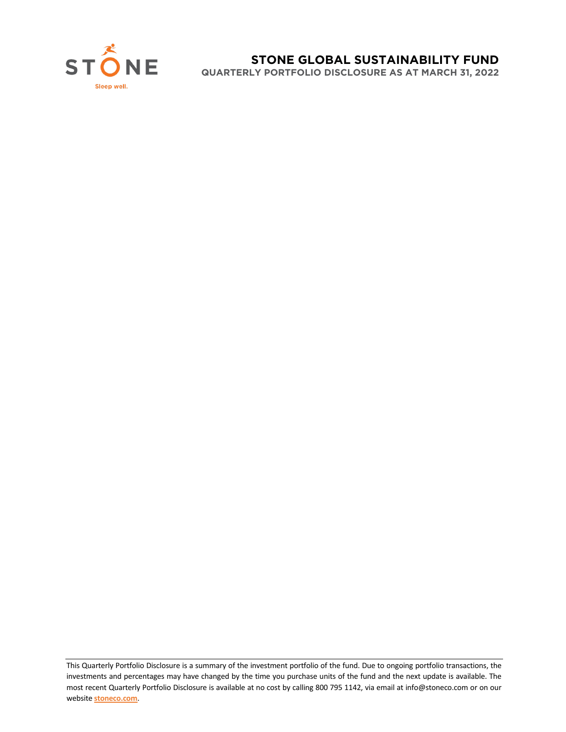# STONE GLOBAL SUSTAINABILITY FUND

**QUARTERLY PORTFOLIO DISCLOSURE AS AT MARCH 31, 2022**

This Quarterly Portfolio Disclosure is a summary of the investment portfolio of the fund. Due to ongoing portfolio transactions, the investments and percentages may have changed by the time you purchase units of the fund and the next update is available. The most recent Quarterly Portfolio Disclosure is available at no cost by calling 800 795 1142, via email at info@stoneco.com or on our website **stoneco.com**.